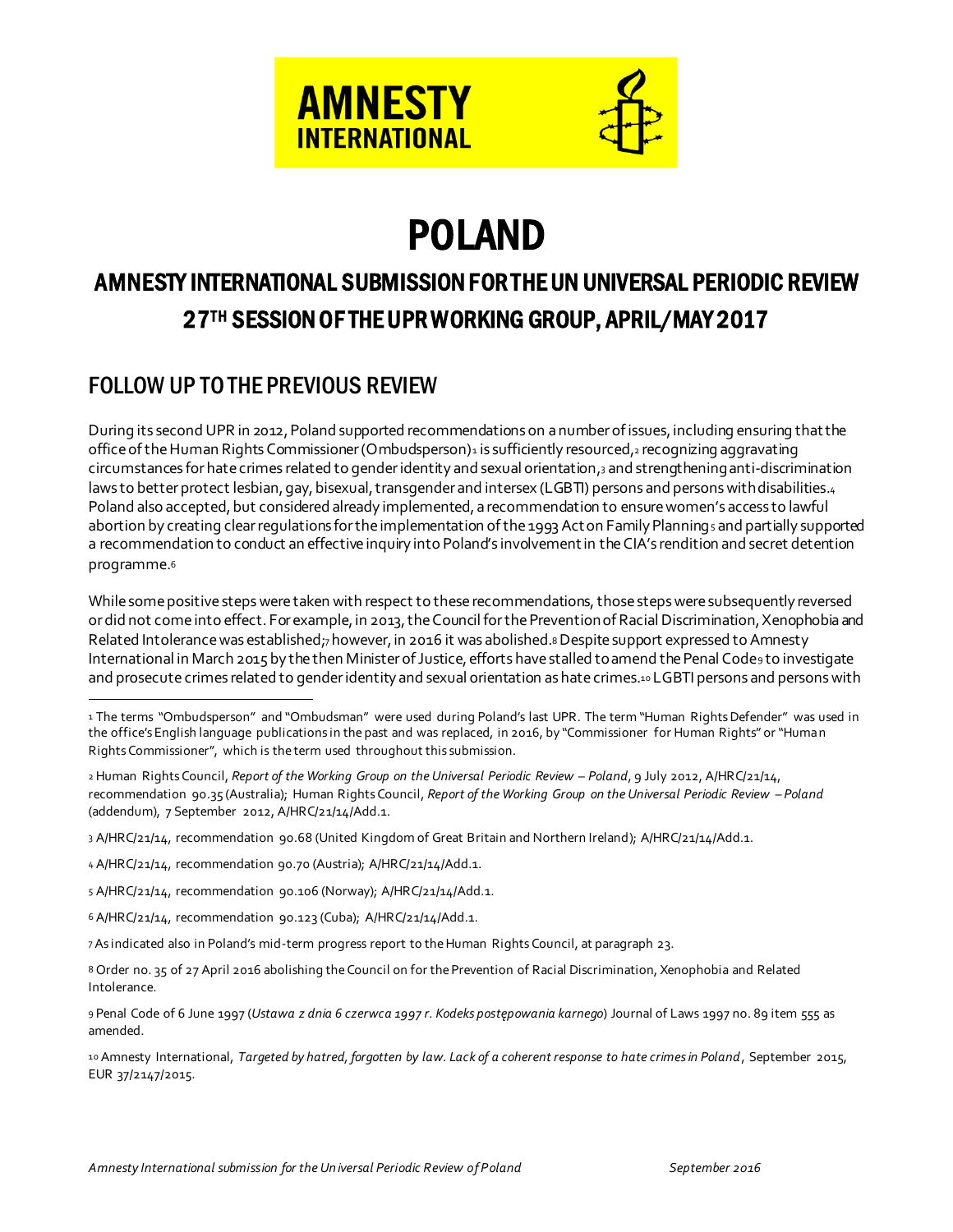# POLAND

## AMNESTY INTERNATIONAL SUBMISSION FOR THE UN UNIVERSAL PERIODIC REVIEW 27TH SESSION OF THE UPR WORKING GROUP, APRIL/MAY 2017

## FOLLOW UP TO THE PREVIOUS REVIEW

During its second UPR in 2012, Poland supported recommendations on a number of issues, including ensuring that the office of the Human Rights Commissioner (Ombudsperson)[1] is sufficiently resourced,[2] recognizing aggravating circumstances for hate crimes related to gender identity and sexual orientation,[3] and strengthening anti-discrimination laws to better protect lesbian, gay, bisexual, transgender and intersex (LGBTI) persons and persons with disabilities.[4] Poland also accepted, but considered already implemented, a recommendation to ensure women's access to lawful abortion by creating clear regulations for the implementation of the 1993 Act on Family Planning[5] and partially supported a recommendation to conduct an effective inquiry into Poland's involvement in the CIA's rendition and secret detention programme.[6]

While some positive steps were taken with respect to these recommendations, those steps were subsequently reversed or did not come into effect. For example, in 2013, the Council for the Prevention of Racial Discrimination, Xenophobia and Related Intolerance was established;[7] however, in 2016 it was abolished.[8] Despite support expressed to Amnesty International in March 2015 by the then Minister of Justice, efforts have stalled to amend the Penal Code[9] to investigate and prosecute crimes related to gender identity and sexual orientation as hate crimes.[10] LGBTI persons and persons with

---

[1] The terms "Ombudsperson" and "Ombudsman" were used during Poland's last UPR. The term "Human Rights Defender" was used in the office's English language publications in the past and was replaced, in 2016, by "Commissioner for Human Rights" or "Human Rights Commissioner", which is the term used throughout this submission.

[2] Human Rights Council, *Report of the Working Group on the Universal Periodic Review – Poland*, 9 July 2012, A/HRC/21/14, recommendation 90.35 (Australia); Human Rights Council, *Report of the Working Group on the Universal Periodic Review – Poland* (addendum), 7 September 2012, A/HRC/21/14/Add.1.

[3] A/HRC/21/14, recommendation 90.68 (United Kingdom of Great Britain and Northern Ireland); A/HRC/21/14/Add.1.

[4] A/HRC/21/14, recommendation 90.70 (Austria); A/HRC/21/14/Add.1.

[5] A/HRC/21/14, recommendation 90.106 (Norway); A/HRC/21/14/Add.1.

[6] A/HRC/21/14, recommendation 90.123 (Cuba); A/HRC/21/14/Add.1.

[7] As indicated also in Poland's mid-term progress report to the Human Rights Council, at paragraph 23.

[8] Order no. 35 of 27 April 2016 abolishing the Council on for the Prevention of Racial Discrimination, Xenophobia and Related Intolerance.

[9] Penal Code of 6 June 1997 (*Ustawa z dnia 6 czerwca 1997 r. Kodeks postępowania karnego*) Journal of Laws 1997 no. 89 item 555 as amended.

[10] Amnesty International, *Targeted by hatred, forgotten by law. Lack of a coherent response to hate crimes in Poland*, September 2015, EUR 37/2147/2015.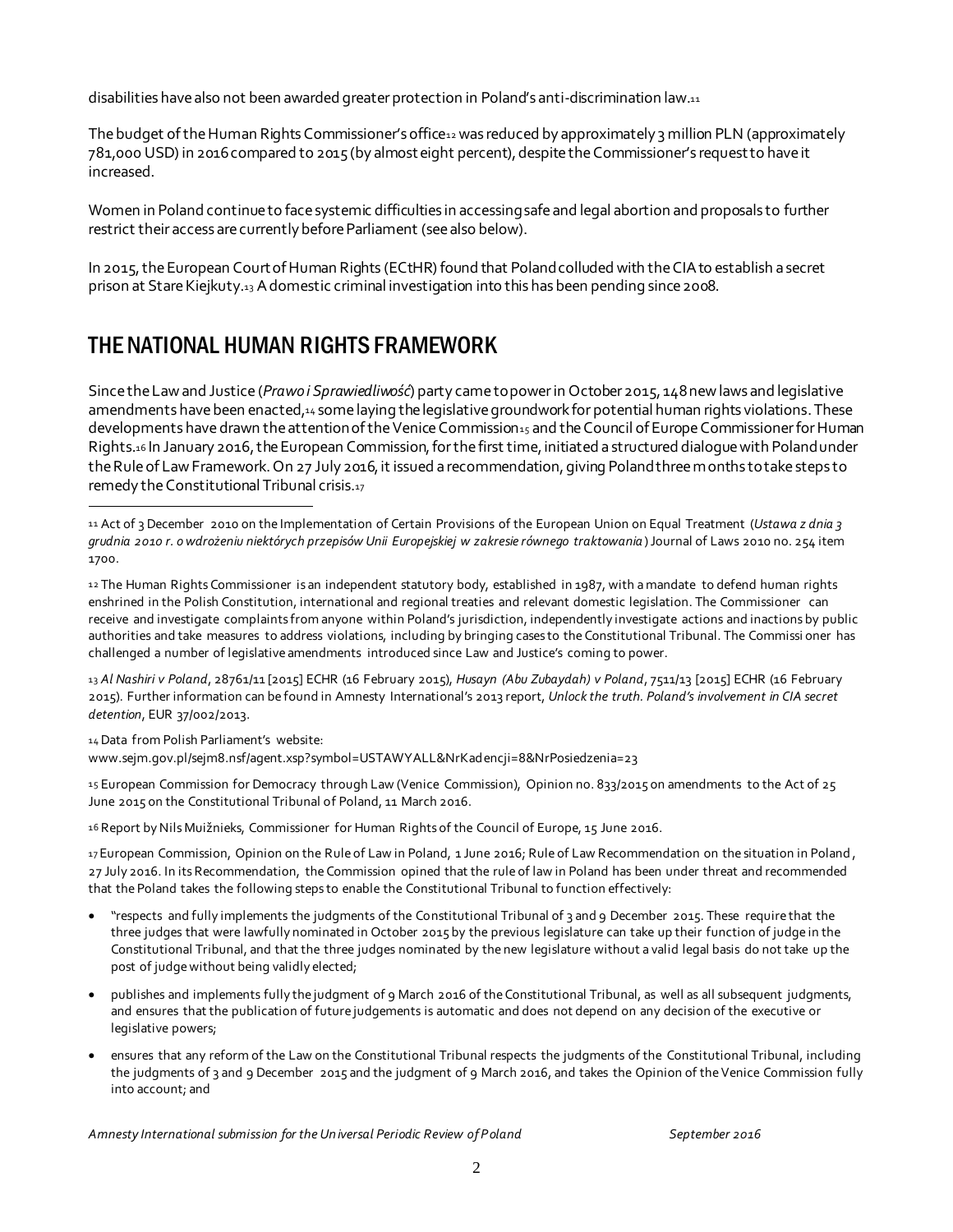disabilities have also not been awarded greater protection in Poland's anti-discrimination law.[11]

The budget of the Human Rights Commissioner's office[12] was reduced by approximately 3 million PLN (approximately 781,000 USD) in 2016 compared to 2015 (by almost eight percent), despite the Commissioner's request to have it increased.

Women in Poland continue to face systemic difficulties in accessing safe and legal abortion and proposals to further restrict their access are currently before Parliament (see also below).

In 2015, the European Court of Human Rights (ECtHR) found that Poland colluded with the CIA to establish a secret prison at Stare Kiejkuty.[13] A domestic criminal investigation into this has been pending since 2008.

## THE NATIONAL HUMAN RIGHTS FRAMEWORK

Since the Law and Justice (*Prawo i Sprawiedliwość*) party came to power in October 2015, 148 new laws and legislative amendments have been enacted,[14] some laying the legislative groundwork for potential human rights violations. These developments have drawn the attention of the Venice Commission[15] and the Council of Europe Commissioner for Human Rights.[16] In January 2016, the European Commission, for the first time, initiated a structured dialogue with Poland under the Rule of Law Framework. On 27 July 2016, it issued a recommendation, giving Poland three months to take steps to remedy the Constitutional Tribunal crisis.[17]

---

[11] Act of 3 December 2010 on the Implementation of Certain Provisions of the European Union on Equal Treatment (*Ustawa z dnia 3 grudnia 2010 r. o wdrożeniu niektórych przepisów Unii Europejskiej w zakresie równego traktowania*) Journal of Laws 2010 no. 254 item 1700.

[12] The Human Rights Commissioner is an independent statutory body, established in 1987, with a mandate to defend human rights enshrined in the Polish Constitution, international and regional treaties and relevant domestic legislation. The Commissioner can receive and investigate complaints from anyone within Poland's jurisdiction, independently investigate actions and inactions by public authorities and take measures to address violations, including by bringing cases to the Constitutional Tribunal. The Commissioner has challenged a number of legislative amendments introduced since Law and Justice's coming to power.

[13] *Al Nashiri v Poland*, 28761/11 [2015] ECHR (16 February 2015), *Husayn (Abu Zubaydah) v Poland*, 7511/13 [2015] ECHR (16 February 2015). Further information can be found in Amnesty International's 2013 report, *Unlock the truth. Poland's involvement in CIA secret detention*, EUR 37/002/2013.

[14] Data from Polish Parliament's website: www.sejm.gov.pl/sejm8.nsf/agent.xsp?symbol=USTAWYALL&NrKadencji=8&NrPosiedzenia=23

[15] European Commission for Democracy through Law (Venice Commission), Opinion no. 833/2015 on amendments to the Act of 25 June 2015 on the Constitutional Tribunal of Poland, 11 March 2016.

[16] Report by Nils Muižnieks, Commissioner for Human Rights of the Council of Europe, 15 June 2016.

[17] European Commission, Opinion on the Rule of Law in Poland, 1 June 2016; Rule of Law Recommendation on the situation in Poland, 27 July 2016. In its Recommendation, the Commission opined that the rule of law in Poland has been under threat and recommended that the Poland takes the following steps to enable the Constitutional Tribunal to function effectively:

- "respects and fully implements the judgments of the Constitutional Tribunal of 3 and 9 December 2015. These require that the three judges that were lawfully nominated in October 2015 by the previous legislature can take up their function of judge in the Constitutional Tribunal, and that the three judges nominated by the new legislature without a valid legal basis do not take up the post of judge without being validly elected;
- publishes and implements fully the judgment of 9 March 2016 of the Constitutional Tribunal, as well as all subsequent judgments, and ensures that the publication of future judgements is automatic and does not depend on any decision of the executive or legislative powers;
- ensures that any reform of the Law on the Constitutional Tribunal respects the judgments of the Constitutional Tribunal, including the judgments of 3 and 9 December 2015 and the judgment of 9 March 2016, and takes the Opinion of the Venice Commission fully into account; and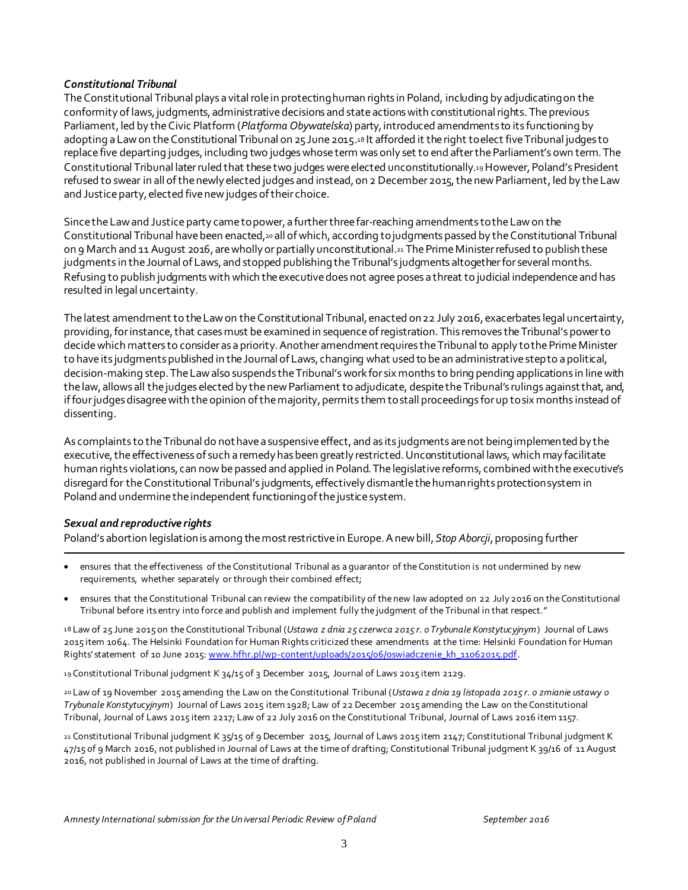### *Constitutional Tribunal*

The Constitutional Tribunal plays a vital role in protecting human rights in Poland, including by adjudicating on the conformity of laws, judgments, administrative decisions and state actions with constitutional rights. The previous Parliament, led by the Civic Platform (*Platforma Obywatelska*) party, introduced amendments to its functioning by adopting a Law on the Constitutional Tribunal on 25 June 2015.[18] It afforded it the right to elect five Tribunal judges to replace five departing judges, including two judges whose term was only set to end after the Parliament's own term. The Constitutional Tribunal later ruled that these two judges were elected unconstitutionally.[19] However, Poland's President refused to swear in all of the newly elected judges and instead, on 2 December 2015, the new Parliament, led by the Law and Justice party, elected five new judges of their choice.

Since the Law and Justice party came to power, a further three far-reaching amendments to the Law on the Constitutional Tribunal have been enacted,[20] all of which, according to judgments passed by the Constitutional Tribunal on 9 March and 11 August 2016, are wholly or partially unconstitutional.[21] The Prime Minister refused to publish these judgments in the Journal of Laws, and stopped publishing the Tribunal's judgments altogether for several months. Refusing to publish judgments with which the executive does not agree poses a threat to judicial independence and has resulted in legal uncertainty.

The latest amendment to the Law on the Constitutional Tribunal, enacted on 22 July 2016, exacerbates legal uncertainty, providing, for instance, that cases must be examined in sequence of registration. This removes the Tribunal's power to decide which matters to consider as a priority. Another amendment requires the Tribunal to apply to the Prime Minister to have its judgments published in the Journal of Laws, changing what used to be an administrative step to a political, decision-making step. The Law also suspends the Tribunal's work for six months to bring pending applications in line with the law, allows all the judges elected by the new Parliament to adjudicate, despite the Tribunal's rulings against that, and, if four judges disagree with the opinion of the majority, permits them to stall proceedings for up to six months instead of dissenting.

As complaints to the Tribunal do not have a suspensive effect, and as its judgments are not being implemented by the executive, the effectiveness of such a remedy has been greatly restricted. Unconstitutional laws, which may facilitate human rights violations, can now be passed and applied in Poland. The legislative reforms, combined with the executive's disregard for the Constitutional Tribunal's judgments, effectively dismantle the human rights protection system in Poland and undermine the independent functioning of the justice system.

### *Sexual and reproductive rights*

Poland's abortion legislation is among the most restrictive in Europe. A new bill, *Stop Aborcji*, proposing further

---

- ensures that the effectiveness of the Constitutional Tribunal as a guarantor of the Constitution is not undermined by new requirements, whether separately or through their combined effect;
- ensures that the Constitutional Tribunal can review the compatibility of the new law adopted on 22 July 2016 on the Constitutional Tribunal before its entry into force and publish and implement fully the judgment of the Tribunal in that respect."

[18] Law of 25 June 2015 on the Constitutional Tribunal (*Ustawa z dnia 25 czerwca 2015 r. o Trybunale Konstytucyjnym*) Journal of Laws 2015 item 1064. The Helsinki Foundation for Human Rights criticized these amendments at the time: Helsinki Foundation for Human Rights' statement of 10 June 2015: www.hfhr.pl/wp-content/uploads/2015/06/oswiadczenie_kh_11062015.pdf.

[19] Constitutional Tribunal judgment K 34/15 of 3 December 2015, Journal of Laws 2015 item 2129.

[20] Law of 19 November 2015 amending the Law on the Constitutional Tribunal (*Ustawa z dnia 19 listopada 2015 r. o zmianie ustawy o Trybunale Konstytucyjnym*) Journal of Laws 2015 item 1928; Law of 22 December 2015 amending the Law on the Constitutional Tribunal, Journal of Laws 2015 item 2217; Law of 22 July 2016 on the Constitutional Tribunal, Journal of Laws 2016 item 1157.

[21] Constitutional Tribunal judgment K 35/15 of 9 December 2015, Journal of Laws 2015 item 2147; Constitutional Tribunal judgment K 47/15 of 9 March 2016, not published in Journal of Laws at the time of drafting; Constitutional Tribunal judgment K 39/16 of 11 August 2016, not published in Journal of Laws at the time of drafting.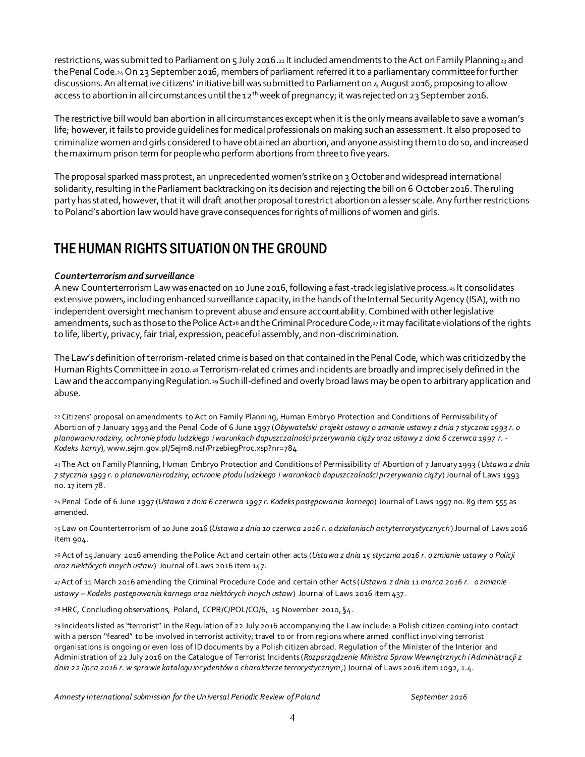restrictions, was submitted to Parliament on 5 July 2016.[22] It included amendments to the Act on Family Planning[23] and the Penal Code.[24] On 23 September 2016, members of parliament referred it to a parliamentary committee for further discussions. An alternative citizens' initiative bill was submitted to Parliament on 4 August 2016, proposing to allow access to abortion in all circumstances until the 12[th] week of pregnancy; it was rejected on 23 September 2016.

The restrictive bill would ban abortion in all circumstances except when it is the only means available to save a woman's life; however, it fails to provide guidelines for medical professionals on making such an assessment. It also proposed to criminalize women and girls considered to have obtained an abortion, and anyone assisting them to do so, and increased the maximum prison term for people who perform abortions from three to five years.

The proposal sparked mass protest, an unprecedented women's strike on 3 October and widespread international solidarity, resulting in the Parliament backtracking on its decision and rejecting the bill on 6 October 2016. The ruling party has stated, however, that it will draft another proposal to restrict abortion on a lesser scale. Any further restrictions to Poland's abortion law would have grave consequences for rights of millions of women and girls.

# THE HUMAN RIGHTS SITUATION ON THE GROUND

***Counterterrorism and surveillance***

A new Counterterrorism Law was enacted on 10 June 2016, following a fast-track legislative process.[25] It consolidates extensive powers, including enhanced surveillance capacity, in the hands of the Internal Security Agency (ISA), with no independent oversight mechanism to prevent abuse and ensure accountability. Combined with other legislative amendments, such as those to the Police Act[26] and the Criminal Procedure Code,[27] it may facilitate violations of the rights to life, liberty, privacy, fair trial, expression, peaceful assembly, and non-discrimination.

The Law's definition of terrorism-related crime is based on that contained in the Penal Code, which was criticized by the Human Rights Committee in 2010.[28] Terrorism-related crimes and incidents are broadly and imprecisely defined in the Law and the accompanying Regulation.[29] Such ill-defined and overly broad laws may be open to arbitrary application and abuse.

---

[22] Citizens' proposal on amendments to Act on Family Planning, Human Embryo Protection and Conditions of Permissibility of Abortion of 7 January 1993 and the Penal Code of 6 June 1997 (*Obywatelski projekt ustawy o zmianie ustawy z dnia 7 stycznia 1993 r. o planowaniu rodziny, ochronie płodu ludzkiego i warunkach dopuszczalności przerywania ciąży oraz ustawy z dnia 6 czerwca 1997 r. - Kodeks karny*), www.sejm.gov.pl/Sejm8.nsf/PrzebiegProc.xsp?nr=784

[23] The Act on Family Planning, Human Embryo Protection and Conditions of Permissibility of Abortion of 7 January 1993 (*Ustawa z dnia 7 stycznia 1993 r. o planowaniu rodziny, ochronie płodu ludzkiego i warunkach dopuszczalności przerywania ciąży*) Journal of Laws 1993 no. 17 item 78.

[24] Penal Code of 6 June 1997 (*Ustawa z dnia 6 czerwca 1997 r. Kodeks postępowania karnego*) Journal of Laws 1997 no. 89 item 555 as amended.

[25] Law on Counterterrorism of 10 June 2016 (*Ustawa z dnia 10 czerwca 2016 r. o działaniach antyterrorystycznych*) Journal of Laws 2016 item 904.

[26] Act of 15 January 2016 amending the Police Act and certain other acts (*Ustawa z dnia 15 stycznia 2016 r. o zmianie ustawy o Policji oraz niektórych innych ustaw*) Journal of Laws 2016 item 147.

[27] Act of 11 March 2016 amending the Criminal Procedure Code and certain other Acts (*Ustawa z dnia 11 marca 2016 r. o zmianie ustawy – Kodeks postępowania karnego oraz niektórych innych ustaw*) Journal of Laws 2016 item 437.

[28] HRC, Concluding observations, Poland, CCPR/C/POL/CO/6, 15 November 2010, §4.

[29] Incidents listed as "terrorist" in the Regulation of 22 July 2016 accompanying the Law include: a Polish citizen coming into contact with a person "feared" to be involved in terrorist activity; travel to or from regions where armed conflict involving terrorist organisations is ongoing or even loss of ID documents by a Polish citizen abroad. Regulation of the Minister of the Interior and Administration of 22 July 2016 on the Catalogue of Terrorist Incidents (*Rozporządzenie Ministra Spraw Wewnętrznych i Administracji z dnia 22 lipca 2016 r. w sprawie katalogu incydentów o charakterze terrorystycznym*,) Journal of Laws 2016 item 1092, 1.4.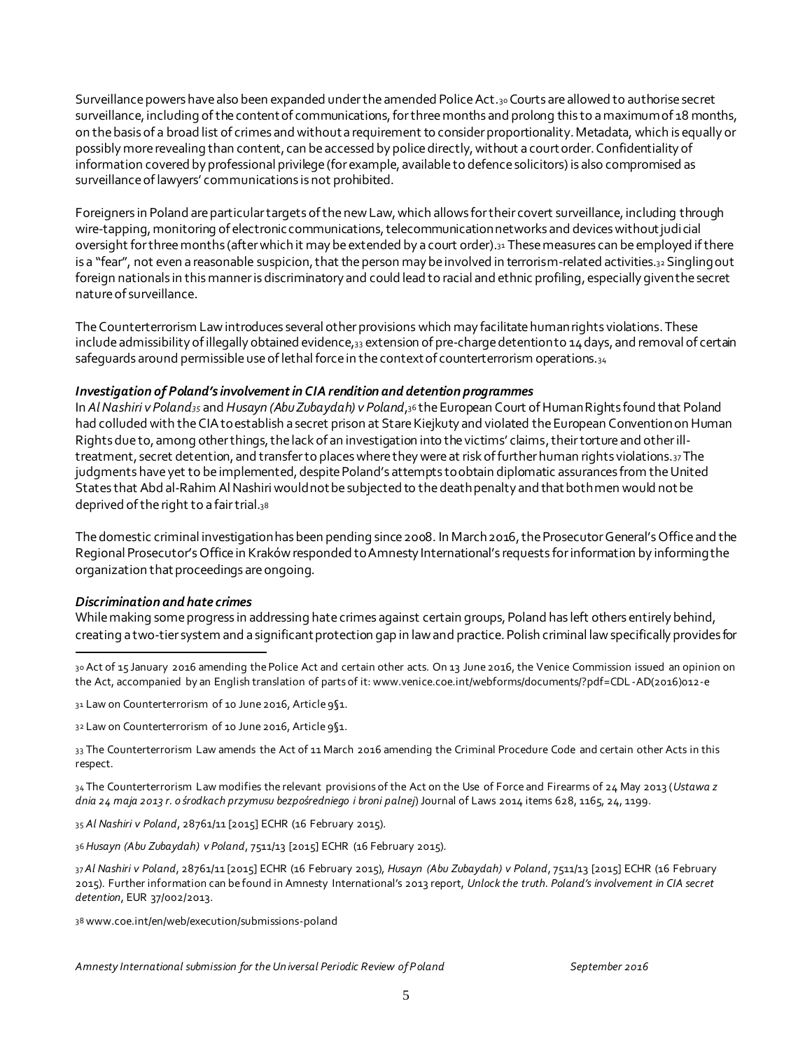Surveillance powers have also been expanded under the amended Police Act.[30] Courts are allowed to authorise secret surveillance, including of the content of communications, for three months and prolong this to a maximum of 18 months, on the basis of a broad list of crimes and without a requirement to consider proportionality. Metadata, which is equally or possibly more revealing than content, can be accessed by police directly, without a court order. Confidentiality of information covered by professional privilege (for example, available to defence solicitors) is also compromised as surveillance of lawyers' communications is not prohibited.

Foreigners in Poland are particular targets of the new Law, which allows for their covert surveillance, including through wire-tapping, monitoring of electronic communications, telecommunication networks and devices without judicial oversight for three months (after which it may be extended by a court order).[31] These measures can be employed if there is a "fear", not even a reasonable suspicion, that the person may be involved in terrorism-related activities.[32] Singling out foreign nationals in this manner is discriminatory and could lead to racial and ethnic profiling, especially given the secret nature of surveillance.

The Counterterrorism Law introduces several other provisions which may facilitate human rights violations. These include admissibility of illegally obtained evidence,[33] extension of pre-charge detention to 14 days, and removal of certain safeguards around permissible use of lethal force in the context of counterterrorism operations.[34]

### *Investigation of Poland's involvement in CIA rendition and detention programmes*

In *Al Nashiri v Poland*[35] and *Husayn (Abu Zubaydah) v Poland*,[36] the European Court of Human Rights found that Poland had colluded with the CIA to establish a secret prison at Stare Kiejkuty and violated the European Convention on Human Rights due to, among other things, the lack of an investigation into the victims' claims, their torture and other ill-treatment, secret detention, and transfer to places where they were at risk of further human rights violations.[37] The judgments have yet to be implemented, despite Poland's attempts to obtain diplomatic assurances from the United States that Abd al-Rahim Al Nashiri would not be subjected to the death penalty and that both men would not be deprived of the right to a fair trial.[38]

The domestic criminal investigation has been pending since 2008. In March 2016, the Prosecutor General's Office and the Regional Prosecutor's Office in Kraków responded to Amnesty International's requests for information by informing the organization that proceedings are ongoing.

### *Discrimination and hate crimes*

While making some progress in addressing hate crimes against certain groups, Poland has left others entirely behind, creating a two-tier system and a significant protection gap in law and practice. Polish criminal law specifically provides for

---

[30] Act of 15 January 2016 amending the Police Act and certain other acts. On 13 June 2016, the Venice Commission issued an opinion on the Act, accompanied by an English translation of parts of it: www.venice.coe.int/webforms/documents/?pdf=CDL-AD(2016)012-e

[31] Law on Counterterrorism of 10 June 2016, Article 9§1.

[32] Law on Counterterrorism of 10 June 2016, Article 9§1.

[33] The Counterterrorism Law amends the Act of 11 March 2016 amending the Criminal Procedure Code and certain other Acts in this respect.

[34] The Counterterrorism Law modifies the relevant provisions of the Act on the Use of Force and Firearms of 24 May 2013 (*Ustawa z dnia 24 maja 2013 r. o środkach przymusu bezpośredniego i broni palnej*) Journal of Laws 2014 items 628, 1165, 24, 1199.

[35] *Al Nashiri v Poland*, 28761/11 [2015] ECHR (16 February 2015).

[36] *Husayn (Abu Zubaydah) v Poland*, 7511/13 [2015] ECHR (16 February 2015).

[37] *Al Nashiri v Poland*, 28761/11 [2015] ECHR (16 February 2015), *Husayn (Abu Zubaydah) v Poland*, 7511/13 [2015] ECHR (16 February 2015). Further information can be found in Amnesty International's 2013 report, *Unlock the truth. Poland's involvement in CIA secret detention*, EUR 37/002/2013.

[38] www.coe.int/en/web/execution/submissions-poland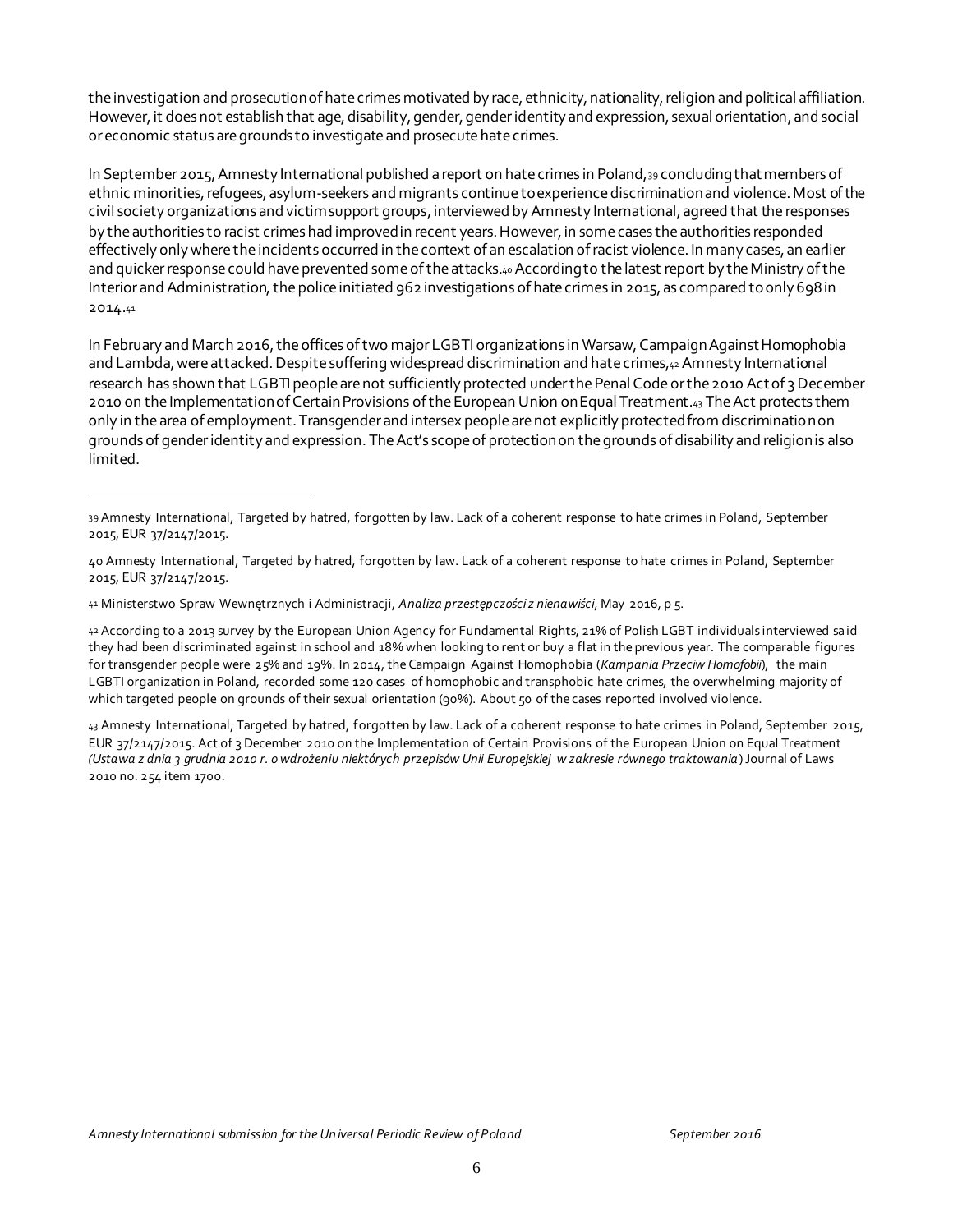the investigation and prosecution of hate crimes motivated by race, ethnicity, nationality, religion and political affiliation. However, it does not establish that age, disability, gender, gender identity and expression, sexual orientation, and social or economic status are grounds to investigate and prosecute hate crimes.

In September 2015, Amnesty International published a report on hate crimes in Poland,[39] concluding that members of ethnic minorities, refugees, asylum-seekers and migrants continue to experience discrimination and violence. Most of the civil society organizations and victim support groups, interviewed by Amnesty International, agreed that the responses by the authorities to racist crimes had improved in recent years. However, in some cases the authorities responded effectively only where the incidents occurred in the context of an escalation of racist violence. In many cases, an earlier and quicker response could have prevented some of the attacks.[40] According to the latest report by the Ministry of the Interior and Administration, the police initiated 962 investigations of hate crimes in 2015, as compared to only 698 in 2014.[41]

In February and March 2016, the offices of two major LGBTI organizations in Warsaw, Campaign Against Homophobia and Lambda, were attacked. Despite suffering widespread discrimination and hate crimes,[42] Amnesty International research has shown that LGBTI people are not sufficiently protected under the Penal Code or the 2010 Act of 3 December 2010 on the Implementation of Certain Provisions of the European Union on Equal Treatment.[43] The Act protects them only in the area of employment. Transgender and intersex people are not explicitly protected from discrimination on grounds of gender identity and expression. The Act's scope of protection on the grounds of disability and religion is also limited.

---

[39] Amnesty International, Targeted by hatred, forgotten by law. Lack of a coherent response to hate crimes in Poland, September 2015, EUR 37/2147/2015.

[40] Amnesty International, Targeted by hatred, forgotten by law. Lack of a coherent response to hate crimes in Poland, September 2015, EUR 37/2147/2015.

[41] Ministerstwo Spraw Wewnętrznych i Administracji, *Analiza przestępczości z nienawiści*, May 2016, p 5.

[42] According to a 2013 survey by the European Union Agency for Fundamental Rights, 21% of Polish LGBT individuals interviewed said they had been discriminated against in school and 18% when looking to rent or buy a flat in the previous year. The comparable figures for transgender people were 25% and 19%. In 2014, the Campaign Against Homophobia (*Kampania Przeciw Homofobii*), the main LGBTI organization in Poland, recorded some 120 cases of homophobic and transphobic hate crimes, the overwhelming majority of which targeted people on grounds of their sexual orientation (90%). About 50 of the cases reported involved violence.

[43] Amnesty International, Targeted by hatred, forgotten by law. Lack of a coherent response to hate crimes in Poland, September 2015, EUR 37/2147/2015. Act of 3 December 2010 on the Implementation of Certain Provisions of the European Union on Equal Treatment *(Ustawa z dnia 3 grudnia 2010 r. o wdrożeniu niektórych przepisów Unii Europejskiej w zakresie równego traktowania*) Journal of Laws 2010 no. 254 item 1700.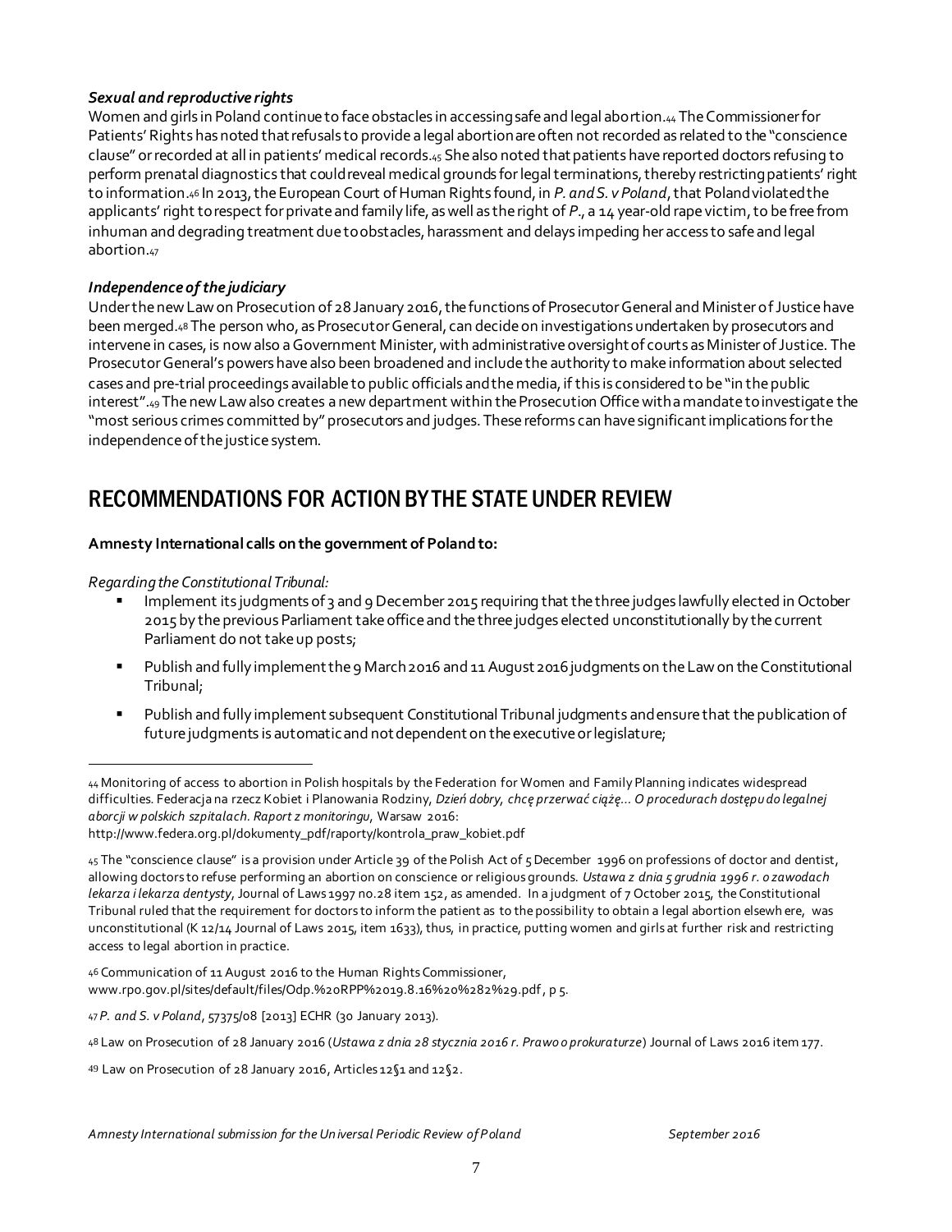### *Sexual and reproductive rights*

Women and girls in Poland continue to face obstacles in accessing safe and legal abortion.[44] The Commissioner for Patients' Rights has noted that refusals to provide a legal abortion are often not recorded as related to the "conscience clause" or recorded at all in patients' medical records.[45] She also noted that patients have reported doctors refusing to perform prenatal diagnostics that could reveal medical grounds for legal terminations, thereby restricting patients' right to information.[46] In 2013, the European Court of Human Rights found, in *P. and S. v Poland*, that Poland violated the applicants' right to respect for private and family life, as well as the right of *P.*, a 14 year-old rape victim, to be free from inhuman and degrading treatment due to obstacles, harassment and delays impeding her access to safe and legal abortion.[47]

### *Independence of the judiciary*

Under the new Law on Prosecution of 28 January 2016, the functions of Prosecutor General and Minister of Justice have been merged.[48] The person who, as Prosecutor General, can decide on investigations undertaken by prosecutors and intervene in cases, is now also a Government Minister, with administrative oversight of courts as Minister of Justice. The Prosecutor General's powers have also been broadened and include the authority to make information about selected cases and pre-trial proceedings available to public officials and the media, if this is considered to be "in the public interest".[49] The new Law also creates a new department within the Prosecution Office with a mandate to investigate the "most serious crimes committed by" prosecutors and judges. These reforms can have significant implications for the independence of the justice system.

## RECOMMENDATIONS FOR ACTION BY THE STATE UNDER REVIEW

**Amnesty International calls on the government of Poland to:**

*Regarding the Constitutional Tribunal:*

- Implement its judgments of 3 and 9 December 2015 requiring that the three judges lawfully elected in October 2015 by the previous Parliament take office and the three judges elected unconstitutionally by the current Parliament do not take up posts;
- Publish and fully implement the 9 March 2016 and 11 August 2016 judgments on the Law on the Constitutional Tribunal;
- Publish and fully implement subsequent Constitutional Tribunal judgments and ensure that the publication of future judgments is automatic and not dependent on the executive or legislature;

---

[44] Monitoring of access to abortion in Polish hospitals by the Federation for Women and Family Planning indicates widespread difficulties. Federacja na rzecz Kobiet i Planowania Rodziny, *Dzień dobry, chcę przerwać ciążę… O procedurach dostępu do legalnej aborcji w polskich szpitalach. Raport z monitoringu*, Warsaw 2016: http://www.federa.org.pl/dokumenty_pdf/raporty/kontrola_praw_kobiet.pdf

[45] The "conscience clause" is a provision under Article 39 of the Polish Act of 5 December 1996 on professions of doctor and dentist, allowing doctors to refuse performing an abortion on conscience or religious grounds. *Ustawa z dnia 5 grudnia 1996 r. o zawodach lekarza i lekarza dentysty*, Journal of Laws 1997 no.28 item 152, as amended. In a judgment of 7 October 2015, the Constitutional Tribunal ruled that the requirement for doctors to inform the patient as to the possibility to obtain a legal abortion elsewhere, was unconstitutional (K 12/14 Journal of Laws 2015, item 1633), thus, in practice, putting women and girls at further risk and restricting access to legal abortion in practice.

[46] Communication of 11 August 2016 to the Human Rights Commissioner, www.rpo.gov.pl/sites/default/files/Odp.%20RPP%2019.8.16%20%282%29.pdf, p 5.

[47] *P. and S. v Poland*, 57375/08 [2013] ECHR (30 January 2013).

[48] Law on Prosecution of 28 January 2016 (*Ustawa z dnia 28 stycznia 2016 r. Prawo o prokuraturze*) Journal of Laws 2016 item 177.

[49] Law on Prosecution of 28 January 2016, Articles 12§1 and 12§2.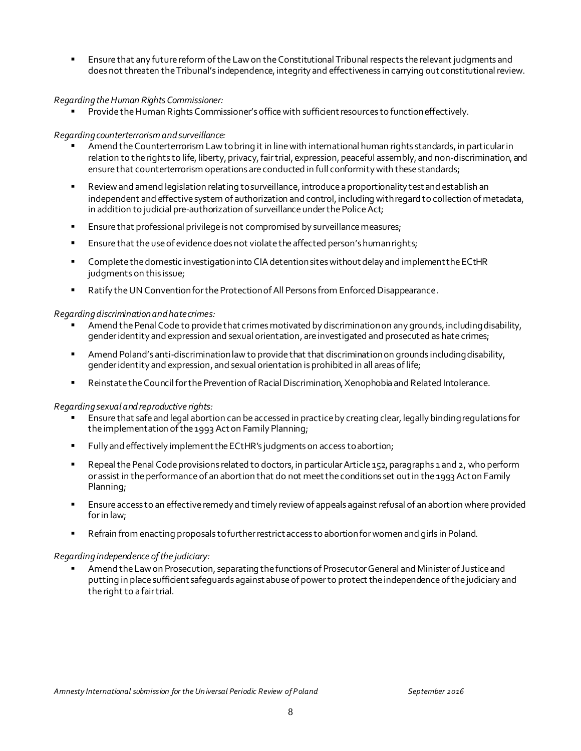- Ensure that any future reform of the Law on the Constitutional Tribunal respects the relevant judgments and does not threaten the Tribunal's independence, integrity and effectiveness in carrying out constitutional review.

*Regarding the Human Rights Commissioner:*

- Provide the Human Rights Commissioner's office with sufficient resources to function effectively.

*Regarding counterterrorism and surveillance:*

- Amend the Counterterrorism Law to bring it in line with international human rights standards, in particular in relation to the rights to life, liberty, privacy, fair trial, expression, peaceful assembly, and non-discrimination, and ensure that counterterrorism operations are conducted in full conformity with these standards;
- Review and amend legislation relating to surveillance, introduce a proportionality test and establish an independent and effective system of authorization and control, including with regard to collection of metadata, in addition to judicial pre-authorization of surveillance under the Police Act;
- Ensure that professional privilege is not compromised by surveillance measures;
- Ensure that the use of evidence does not violate the affected person's human rights;
- Complete the domestic investigation into CIA detention sites without delay and implement the ECtHR judgments on this issue;
- Ratify the UN Convention for the Protection of All Persons from Enforced Disappearance.

*Regarding discrimination and hate crimes:*

- Amend the Penal Code to provide that crimes motivated by discrimination on any grounds, including disability, gender identity and expression and sexual orientation, are investigated and prosecuted as hate crimes;
- Amend Poland's anti-discrimination law to provide that that discrimination on grounds including disability, gender identity and expression, and sexual orientation is prohibited in all areas of life;
- Reinstate the Council for the Prevention of Racial Discrimination, Xenophobia and Related Intolerance.

*Regarding sexual and reproductive rights:*

- Ensure that safe and legal abortion can be accessed in practice by creating clear, legally binding regulations for the implementation of the 1993 Act on Family Planning;
- Fully and effectively implement the ECtHR's judgments on access to abortion;
- Repeal the Penal Code provisions related to doctors, in particular Article 152, paragraphs 1 and 2, who perform or assist in the performance of an abortion that do not meet the conditions set out in the 1993 Act on Family Planning;
- Ensure access to an effective remedy and timely review of appeals against refusal of an abortion where provided for in law;
- Refrain from enacting proposals to further restrict access to abortion for women and girls in Poland.

*Regarding independence of the judiciary:*

- Amend the Law on Prosecution, separating the functions of Prosecutor General and Minister of Justice and putting in place sufficient safeguards against abuse of power to protect the independence of the judiciary and the right to a fair trial.